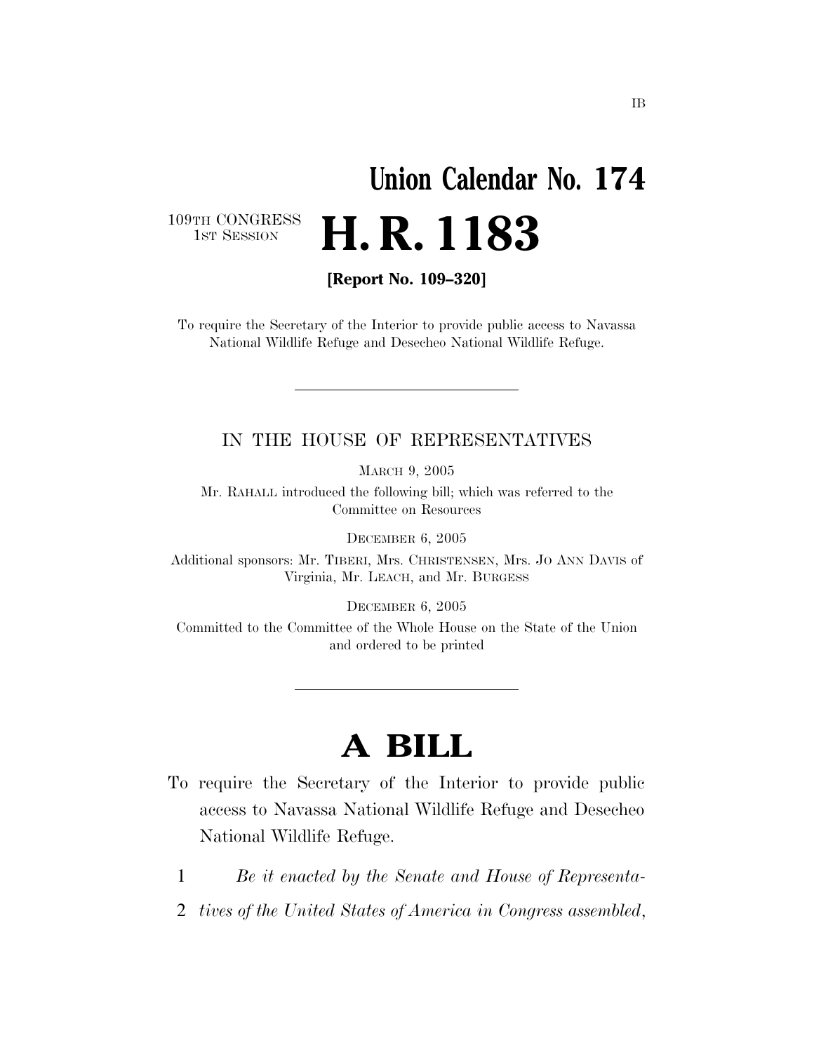IB

# Union Calendar No. 174

109TH CONGRESS
1ST SESSION

# H. R. 1183

**[Report No. 109–320]**

To require the Secretary of the Interior to provide public access to Navassa National Wildlife Refuge and Desecheo National Wildlife Refuge.

---

IN THE HOUSE OF REPRESENTATIVES

MARCH 9, 2005

Mr. RAHALL introduced the following bill; which was referred to the Committee on Resources

DECEMBER 6, 2005

Additional sponsors: Mr. TIBERI, Mrs. CHRISTENSEN, Mrs. JO ANN DAVIS of Virginia, Mr. LEACH, and Mr. BURGESS

DECEMBER 6, 2005

Committed to the Committee of the Whole House on the State of the Union and ordered to be printed

---

# A BILL

To require the Secretary of the Interior to provide public access to Navassa National Wildlife Refuge and Desecheo National Wildlife Refuge.

1 *Be it enacted by the Senate and House of Representa-*
2 *tives of the United States of America in Congress assembled*,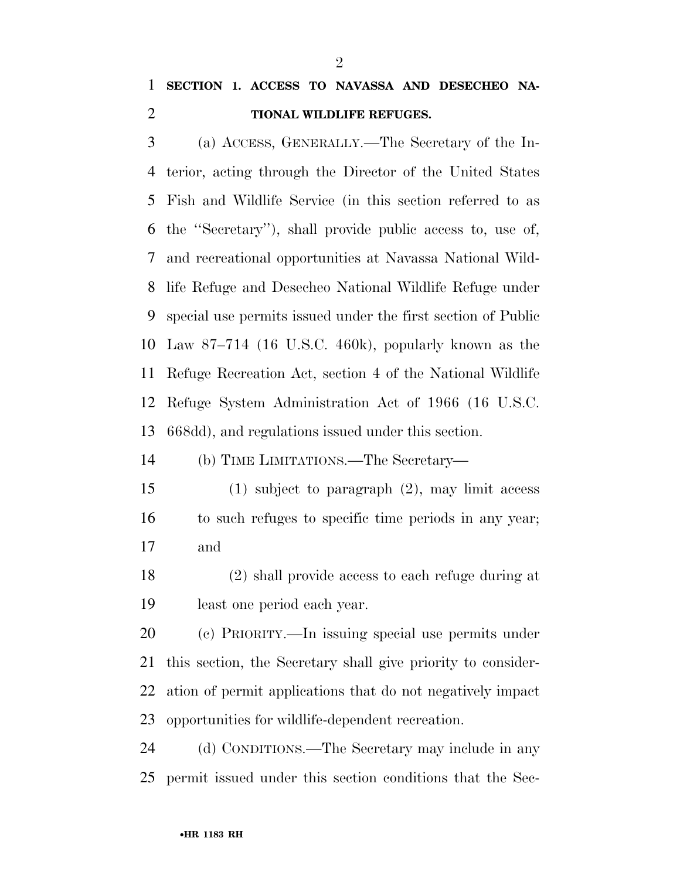## SECTION 1. ACCESS TO NAVASSA AND DESECHEO NATIONAL WILDLIFE REFUGES.

(a) ACCESS, GENERALLY.—The Secretary of the Interior, acting through the Director of the United States Fish and Wildlife Service (in this section referred to as the "Secretary"), shall provide public access to, use of, and recreational opportunities at Navassa National Wildlife Refuge and Desecheo National Wildlife Refuge under special use permits issued under the first section of Public Law 87–714 (16 U.S.C. 460k), popularly known as the Refuge Recreation Act, section 4 of the National Wildlife Refuge System Administration Act of 1966 (16 U.S.C. 668dd), and regulations issued under this section.

(b) TIME LIMITATIONS.—The Secretary—

(1) subject to paragraph (2), may limit access to such refuges to specific time periods in any year; and

(2) shall provide access to each refuge during at least one period each year.

(c) PRIORITY.—In issuing special use permits under this section, the Secretary shall give priority to consideration of permit applications that do not negatively impact opportunities for wildlife-dependent recreation.

(d) CONDITIONS.—The Secretary may include in any permit issued under this section conditions that the Sec-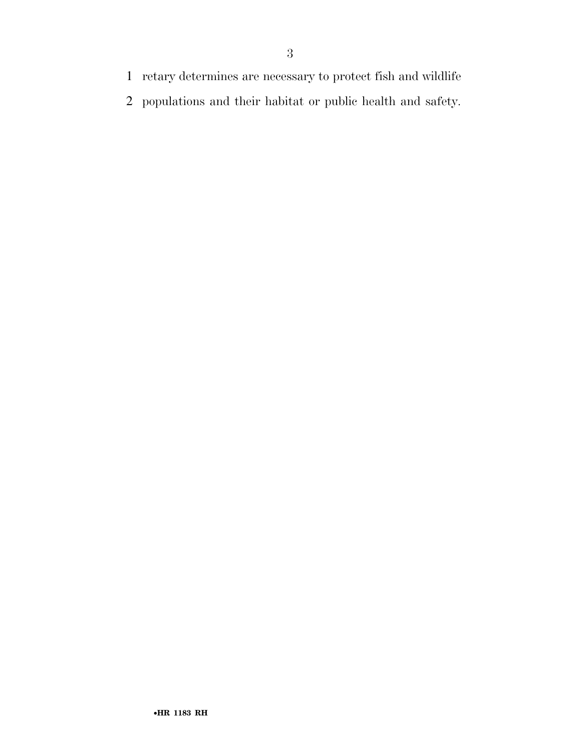retary determines are necessary to protect fish and wildlife populations and their habitat or public health and safety.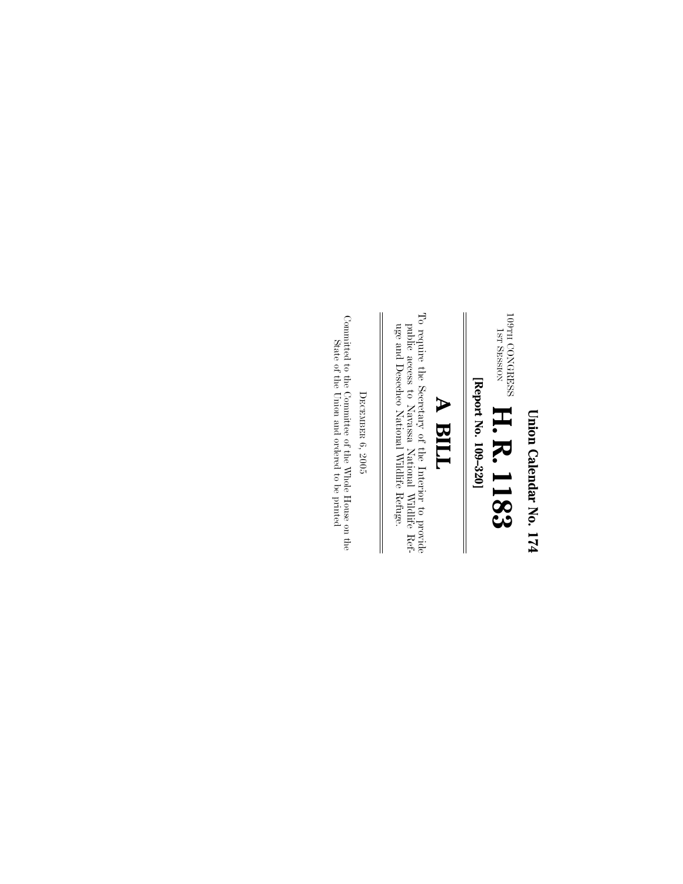# Union Calendar No. 174

109TH CONGRESS
1ST SESSION

# H. R. 1183

**[Report No. 109–320]**

# A BILL

To require the Secretary of the Interior to provide public access to Navassa National Wildlife Refuge and Desecheo National Wildlife Refuge.

DECEMBER 6, 2005

Committed to the Committee of the Whole House on the State of the Union and ordered to be printed